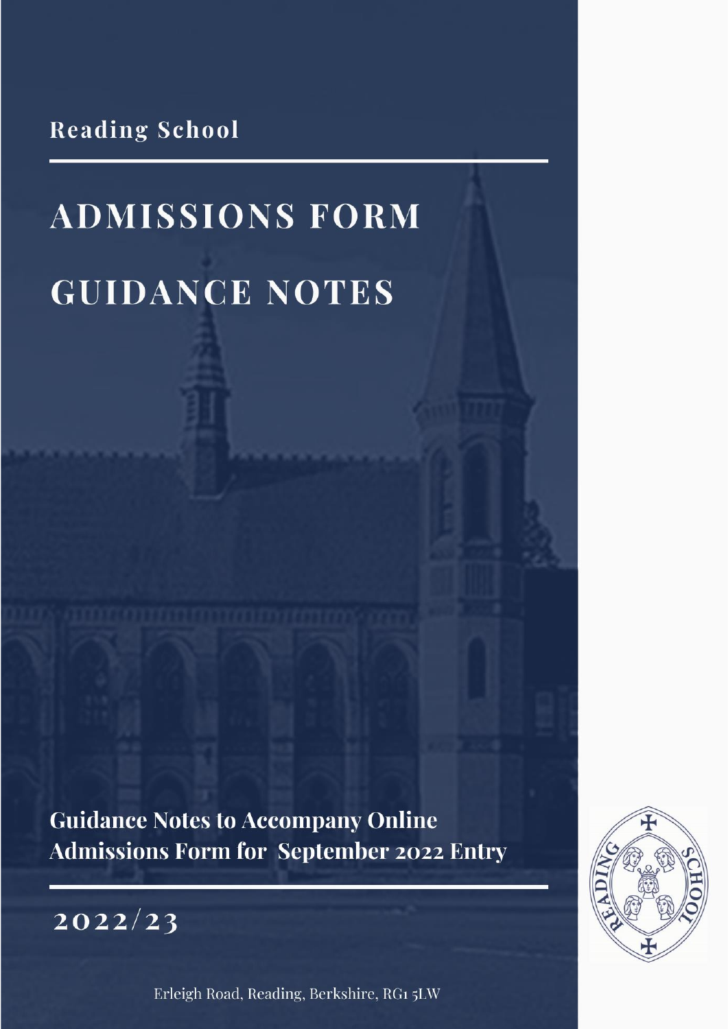Reading School

# ADMISSIONS FORM GUIDANCE NOTES

**Guidance Notes to Accompany Online Admissions Form for September 2022 Entry**

## 2022/23

Erleigh Road, Reading, Berkshire, RG1 5LW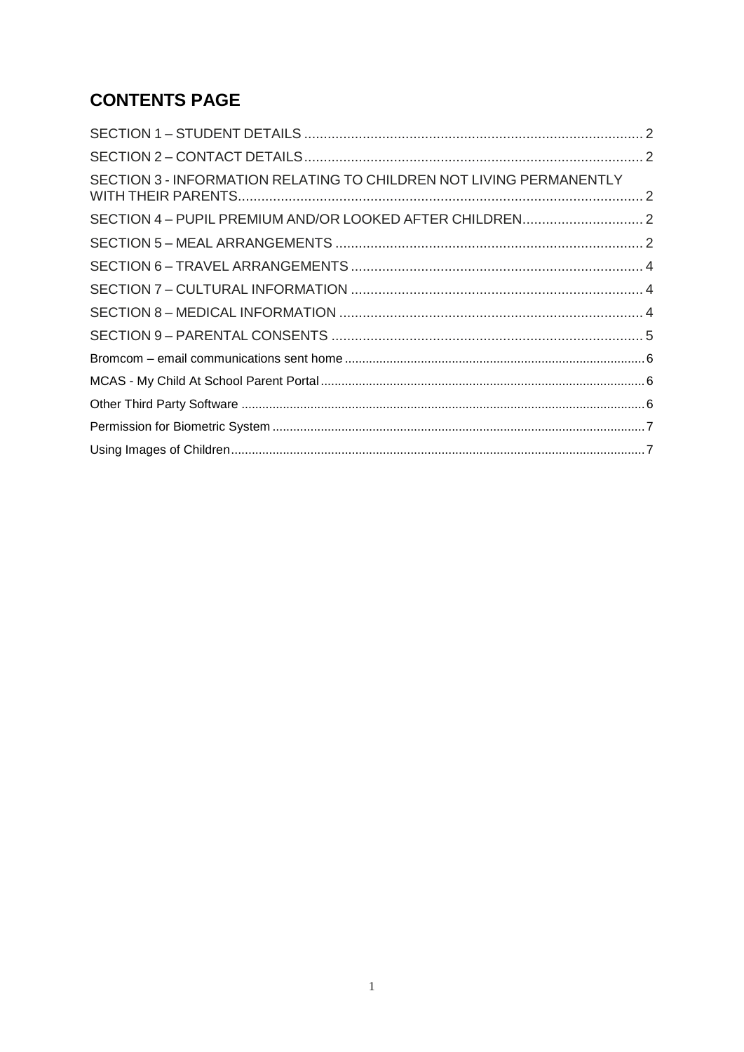## CONTENTS PAGE

SECTION 1 – STUDENT DETAILS ........................................................................................ 2

SECTION 2 – CONTACT DETAILS ...................................................................................... 2

SECTION 3 - INFORMATION RELATING TO CHILDREN NOT LIVING PERMANENTLY WITH THEIR PARENTS .......................................................................................................... 2

SECTION 4 – PUPIL PREMIUM AND/OR LOOKED AFTER CHILDREN ............................... 2

SECTION 5 – MEAL ARRANGEMENTS ............................................................................... 2

SECTION 6 – TRAVEL ARRANGEMENTS ........................................................................... 4

SECTION 7 – CULTURAL INFORMATION ........................................................................... 4

SECTION 8 – MEDICAL INFORMATION .............................................................................. 4

SECTION 9 – PARENTAL CONSENTS ................................................................................ 5

Bromcom – email communications sent home ........................................................................ 6

MCAS - My Child At School Parent Portal ............................................................................... 6

Other Third Party Software ...................................................................................................... 6

Permission for Biometric System ............................................................................................. 7

Using Images of Children ......................................................................................................... 7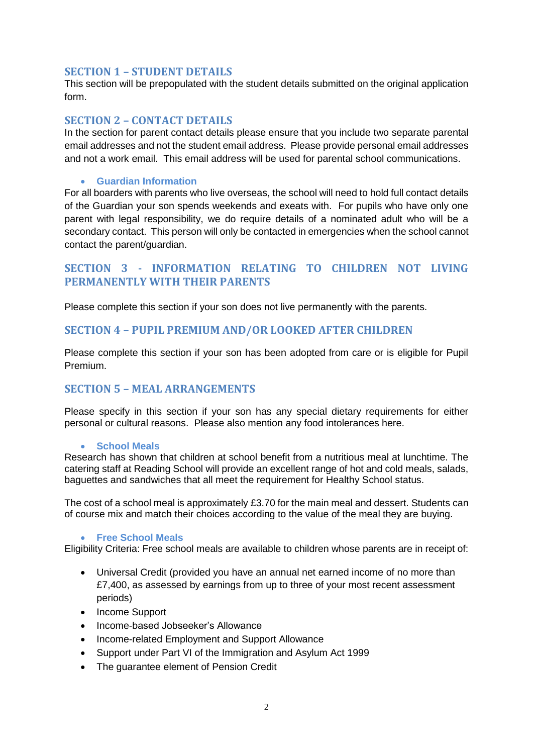## SECTION 1 – STUDENT DETAILS

This section will be prepopulated with the student details submitted on the original application form.

## SECTION 2 – CONTACT DETAILS

In the section for parent contact details please ensure that you include two separate parental email addresses and not the student email address. Please provide personal email addresses and not a work email. This email address will be used for parental school communications.

- **Guardian Information**

For all boarders with parents who live overseas, the school will need to hold full contact details of the Guardian your son spends weekends and exeats with. For pupils who have only one parent with legal responsibility, we do require details of a nominated adult who will be a secondary contact. This person will only be contacted in emergencies when the school cannot contact the parent/guardian.

## SECTION 3 - INFORMATION RELATING TO CHILDREN NOT LIVING PERMANENTLY WITH THEIR PARENTS

Please complete this section if your son does not live permanently with the parents.

## SECTION 4 – PUPIL PREMIUM AND/OR LOOKED AFTER CHILDREN

Please complete this section if your son has been adopted from care or is eligible for Pupil Premium.

## SECTION 5 – MEAL ARRANGEMENTS

Please specify in this section if your son has any special dietary requirements for either personal or cultural reasons. Please also mention any food intolerances here.

- **School Meals**

Research has shown that children at school benefit from a nutritious meal at lunchtime. The catering staff at Reading School will provide an excellent range of hot and cold meals, salads, baguettes and sandwiches that all meet the requirement for Healthy School status.

The cost of a school meal is approximately £3.70 for the main meal and dessert. Students can of course mix and match their choices according to the value of the meal they are buying.

- **Free School Meals**

Eligibility Criteria: Free school meals are available to children whose parents are in receipt of:

- Universal Credit (provided you have an annual net earned income of no more than £7,400, as assessed by earnings from up to three of your most recent assessment periods)
- Income Support
- Income-based Jobseeker's Allowance
- Income-related Employment and Support Allowance
- Support under Part VI of the Immigration and Asylum Act 1999
- The guarantee element of Pension Credit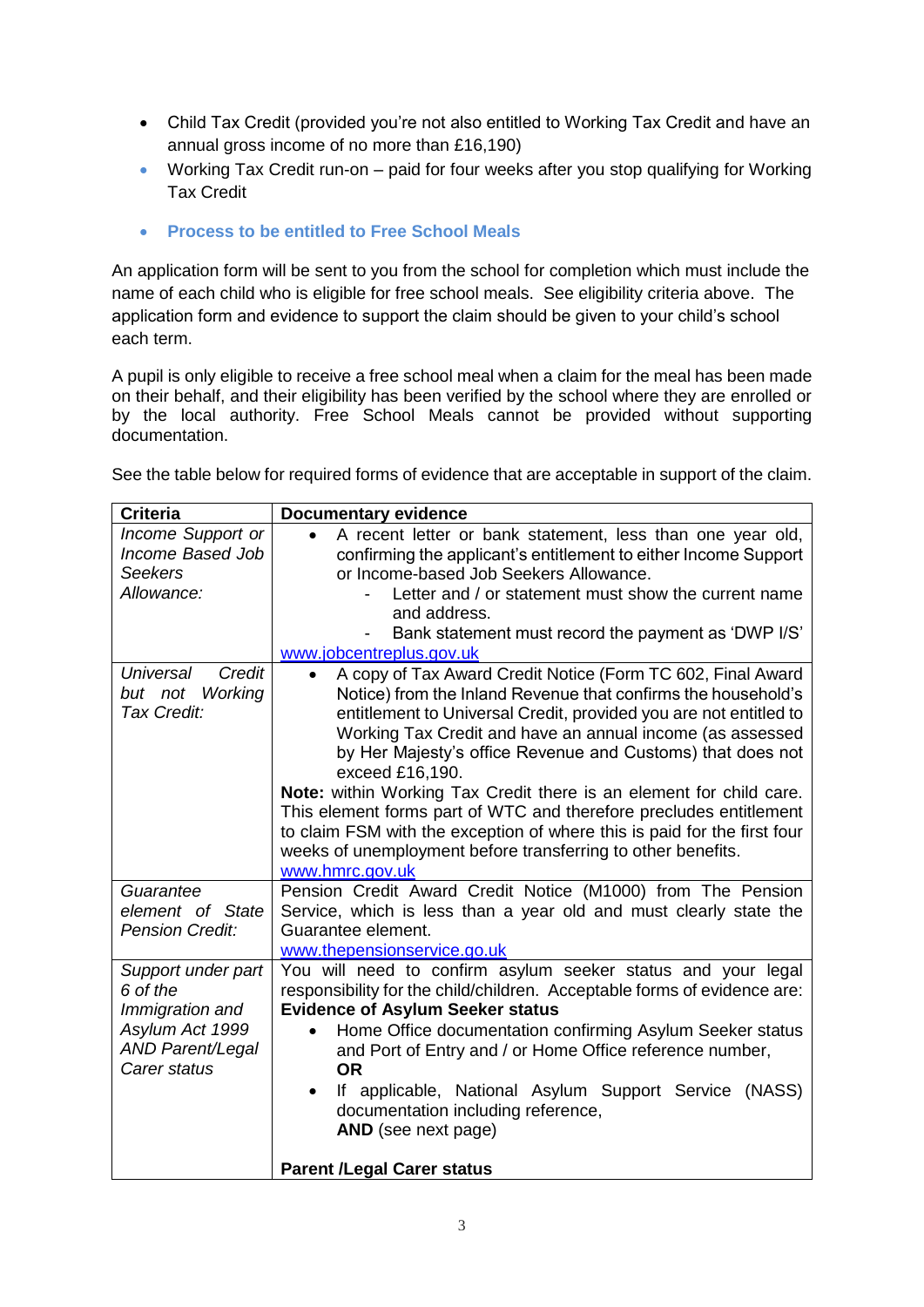- Child Tax Credit (provided you're not also entitled to Working Tax Credit and have an annual gross income of no more than £16,190)
- Working Tax Credit run-on – paid for four weeks after you stop qualifying for Working Tax Credit

- **Process to be entitled to Free School Meals**

An application form will be sent to you from the school for completion which must include the name of each child who is eligible for free school meals. See eligibility criteria above. The application form and evidence to support the claim should be given to your child's school each term.

A pupil is only eligible to receive a free school meal when a claim for the meal has been made on their behalf, and their eligibility has been verified by the school where they are enrolled or by the local authority. Free School Meals cannot be provided without supporting documentation.

See the table below for required forms of evidence that are acceptable in support of the claim.

| **Criteria** | **Documentary evidence** |
|---|---|
| *Income Support or Income Based Job Seekers Allowance:* | • A recent letter or bank statement, less than one year old, confirming the applicant's entitlement to either Income Support or Income-based Job Seekers Allowance.<br>- Letter and / or statement must show the current name and address.<br>- Bank statement must record the payment as 'DWP I/S'<br>www.jobcentreplus.gov.uk |
| *Universal Credit but not Working Tax Credit:* | • A copy of Tax Award Credit Notice (Form TC 602, Final Award Notice) from the Inland Revenue that confirms the household's entitlement to Universal Credit, provided you are not entitled to Working Tax Credit and have an annual income (as assessed by Her Majesty's office Revenue and Customs) that does not exceed £16,190.<br>**Note:** within Working Tax Credit there is an element for child care. This element forms part of WTC and therefore precludes entitlement to claim FSM with the exception of where this is paid for the first four weeks of unemployment before transferring to other benefits.<br>www.hmrc.gov.uk |
| *Guarantee element of State Pension Credit:* | Pension Credit Award Credit Notice (M1000) from The Pension Service, which is less than a year old and must clearly state the Guarantee element.<br>www.thepensionservice.go.uk |
| *Support under part 6 of the Immigration and Asylum Act 1999 AND Parent/Legal Carer status* | You will need to confirm asylum seeker status and your legal responsibility for the child/children. Acceptable forms of evidence are:<br>**Evidence of Asylum Seeker status**<br>• Home Office documentation confirming Asylum Seeker status and Port of Entry and / or Home Office reference number,<br>**OR**<br>• If applicable, National Asylum Support Service (NASS) documentation including reference,<br>**AND** (see next page)<br><br>**Parent /Legal Carer status** |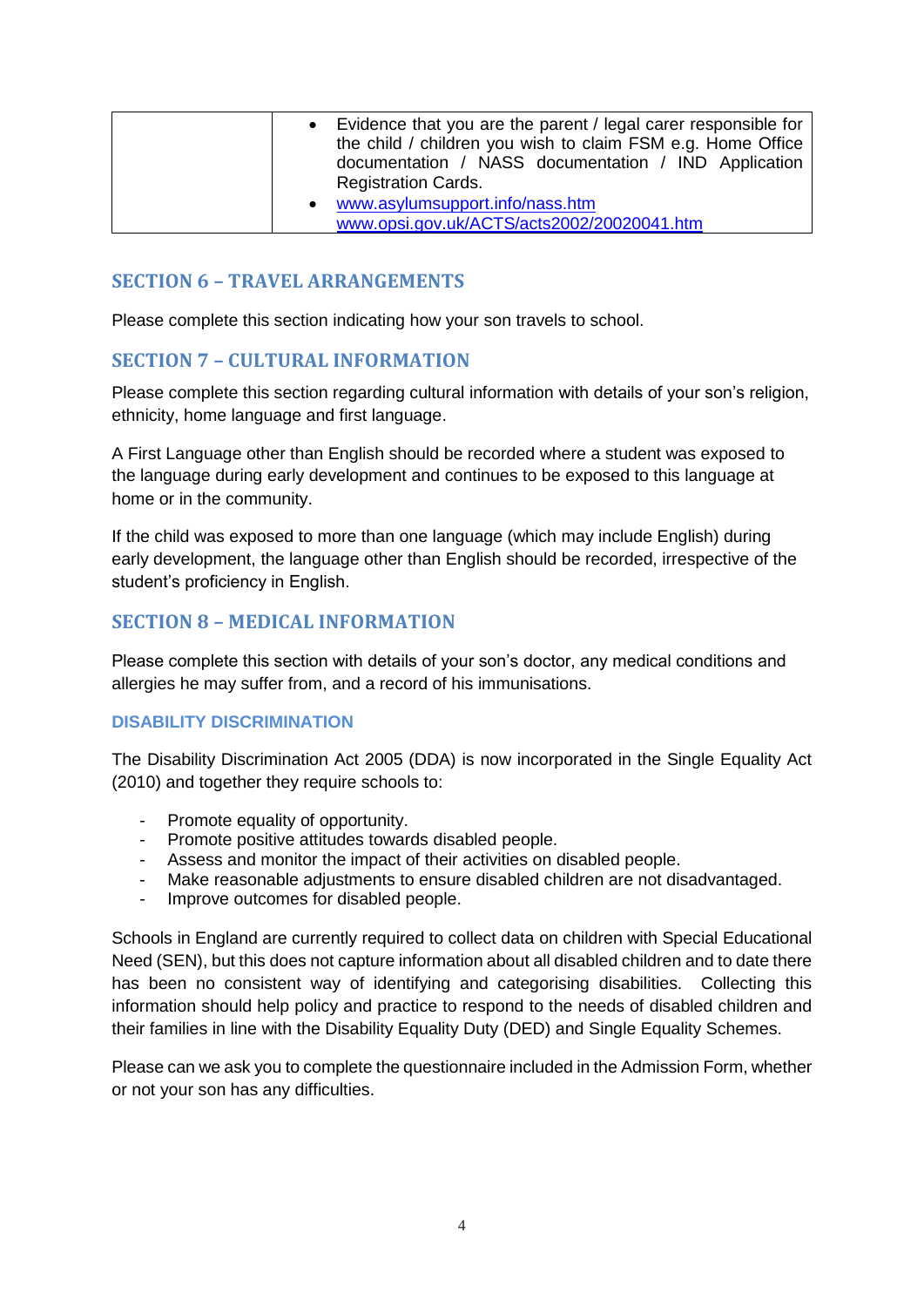| | • Evidence that you are the parent / legal carer responsible for the child / children you wish to claim FSM e.g. Home Office documentation / NASS documentation / IND Application Registration Cards.<br>• www.asylumsupport.info/nass.htm<br>www.opsi.gov.uk/ACTS/acts2002/20020041.htm |
|---|---|

## SECTION 6 – TRAVEL ARRANGEMENTS

Please complete this section indicating how your son travels to school.

## SECTION 7 – CULTURAL INFORMATION

Please complete this section regarding cultural information with details of your son's religion, ethnicity, home language and first language.

A First Language other than English should be recorded where a student was exposed to the language during early development and continues to be exposed to this language at home or in the community.

If the child was exposed to more than one language (which may include English) during early development, the language other than English should be recorded, irrespective of the student's proficiency in English.

## SECTION 8 – MEDICAL INFORMATION

Please complete this section with details of your son's doctor, any medical conditions and allergies he may suffer from, and a record of his immunisations.

### DISABILITY DISCRIMINATION

The Disability Discrimination Act 2005 (DDA) is now incorporated in the Single Equality Act (2010) and together they require schools to:

- Promote equality of opportunity.
- Promote positive attitudes towards disabled people.
- Assess and monitor the impact of their activities on disabled people.
- Make reasonable adjustments to ensure disabled children are not disadvantaged.
- Improve outcomes for disabled people.

Schools in England are currently required to collect data on children with Special Educational Need (SEN), but this does not capture information about all disabled children and to date there has been no consistent way of identifying and categorising disabilities. Collecting this information should help policy and practice to respond to the needs of disabled children and their families in line with the Disability Equality Duty (DED) and Single Equality Schemes.

Please can we ask you to complete the questionnaire included in the Admission Form, whether or not your son has any difficulties.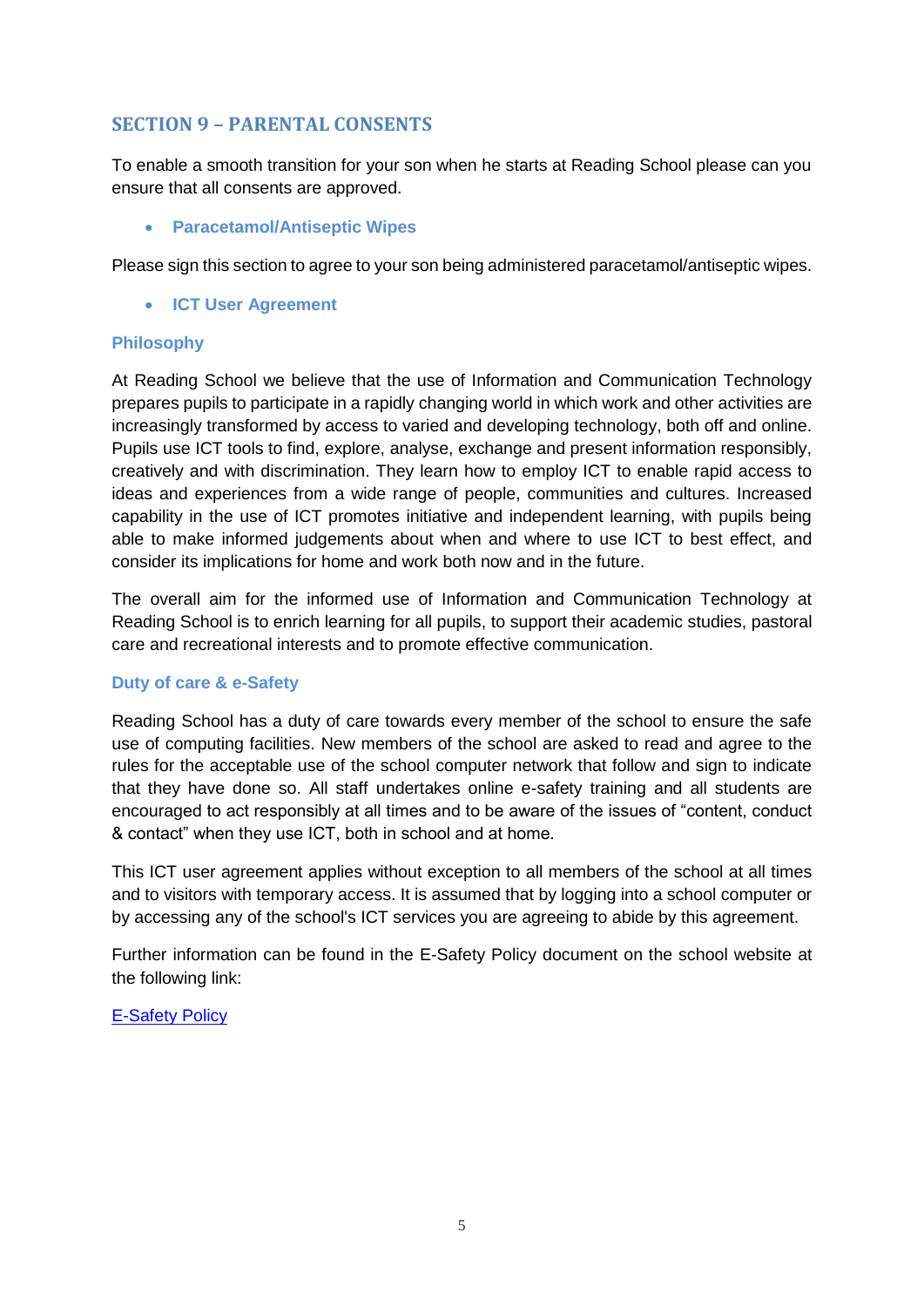## SECTION 9 – PARENTAL CONSENTS

To enable a smooth transition for your son when he starts at Reading School please can you ensure that all consents are approved.

- **Paracetamol/Antiseptic Wipes**

Please sign this section to agree to your son being administered paracetamol/antiseptic wipes.

- **ICT User Agreement**

### Philosophy

At Reading School we believe that the use of Information and Communication Technology prepares pupils to participate in a rapidly changing world in which work and other activities are increasingly transformed by access to varied and developing technology, both off and online. Pupils use ICT tools to find, explore, analyse, exchange and present information responsibly, creatively and with discrimination. They learn how to employ ICT to enable rapid access to ideas and experiences from a wide range of people, communities and cultures. Increased capability in the use of ICT promotes initiative and independent learning, with pupils being able to make informed judgements about when and where to use ICT to best effect, and consider its implications for home and work both now and in the future.

The overall aim for the informed use of Information and Communication Technology at Reading School is to enrich learning for all pupils, to support their academic studies, pastoral care and recreational interests and to promote effective communication.

### Duty of care & e-Safety

Reading School has a duty of care towards every member of the school to ensure the safe use of computing facilities. New members of the school are asked to read and agree to the rules for the acceptable use of the school computer network that follow and sign to indicate that they have done so. All staff undertakes online e-safety training and all students are encouraged to act responsibly at all times and to be aware of the issues of "content, conduct & contact" when they use ICT, both in school and at home.

This ICT user agreement applies without exception to all members of the school at all times and to visitors with temporary access. It is assumed that by logging into a school computer or by accessing any of the school's ICT services you are agreeing to abide by this agreement.

Further information can be found in the E-Safety Policy document on the school website at the following link:

E-Safety Policy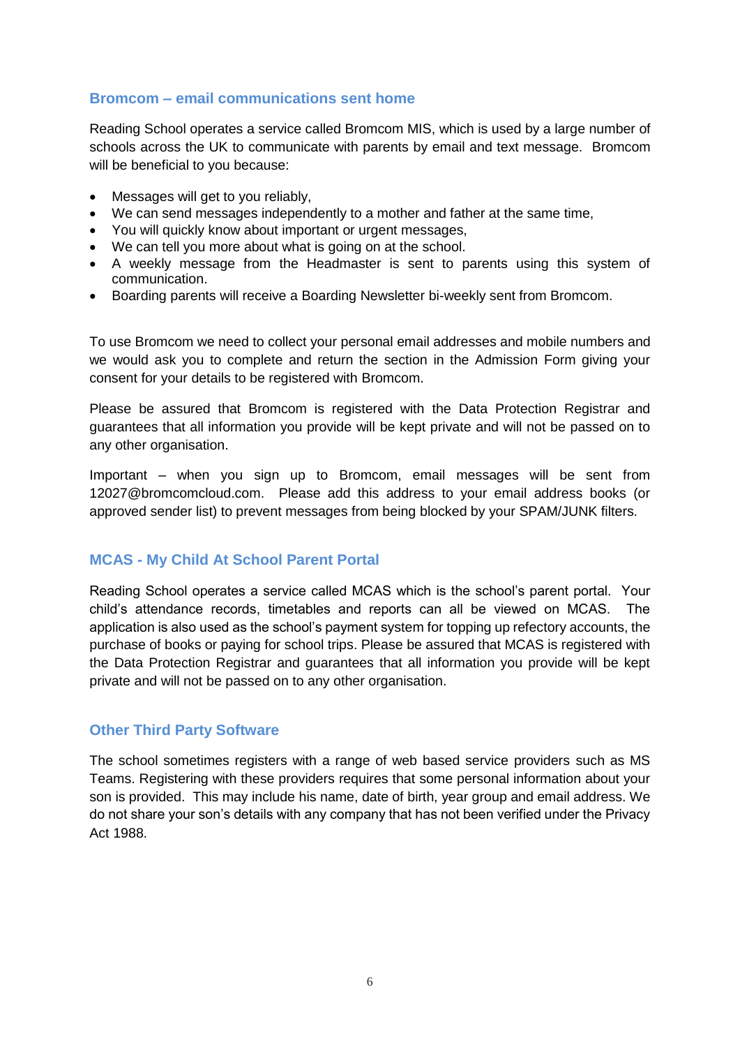## Bromcom – email communications sent home

Reading School operates a service called Bromcom MIS, which is used by a large number of schools across the UK to communicate with parents by email and text message. Bromcom will be beneficial to you because:

- Messages will get to you reliably,
- We can send messages independently to a mother and father at the same time,
- You will quickly know about important or urgent messages,
- We can tell you more about what is going on at the school.
- A weekly message from the Headmaster is sent to parents using this system of communication.
- Boarding parents will receive a Boarding Newsletter bi-weekly sent from Bromcom.

To use Bromcom we need to collect your personal email addresses and mobile numbers and we would ask you to complete and return the section in the Admission Form giving your consent for your details to be registered with Bromcom.

Please be assured that Bromcom is registered with the Data Protection Registrar and guarantees that all information you provide will be kept private and will not be passed on to any other organisation.

Important – when you sign up to Bromcom, email messages will be sent from 12027@bromcomcloud.com. Please add this address to your email address books (or approved sender list) to prevent messages from being blocked by your SPAM/JUNK filters.

## MCAS - My Child At School Parent Portal

Reading School operates a service called MCAS which is the school's parent portal. Your child's attendance records, timetables and reports can all be viewed on MCAS. The application is also used as the school's payment system for topping up refectory accounts, the purchase of books or paying for school trips. Please be assured that MCAS is registered with the Data Protection Registrar and guarantees that all information you provide will be kept private and will not be passed on to any other organisation.

## Other Third Party Software

The school sometimes registers with a range of web based service providers such as MS Teams. Registering with these providers requires that some personal information about your son is provided. This may include his name, date of birth, year group and email address. We do not share your son's details with any company that has not been verified under the Privacy Act 1988.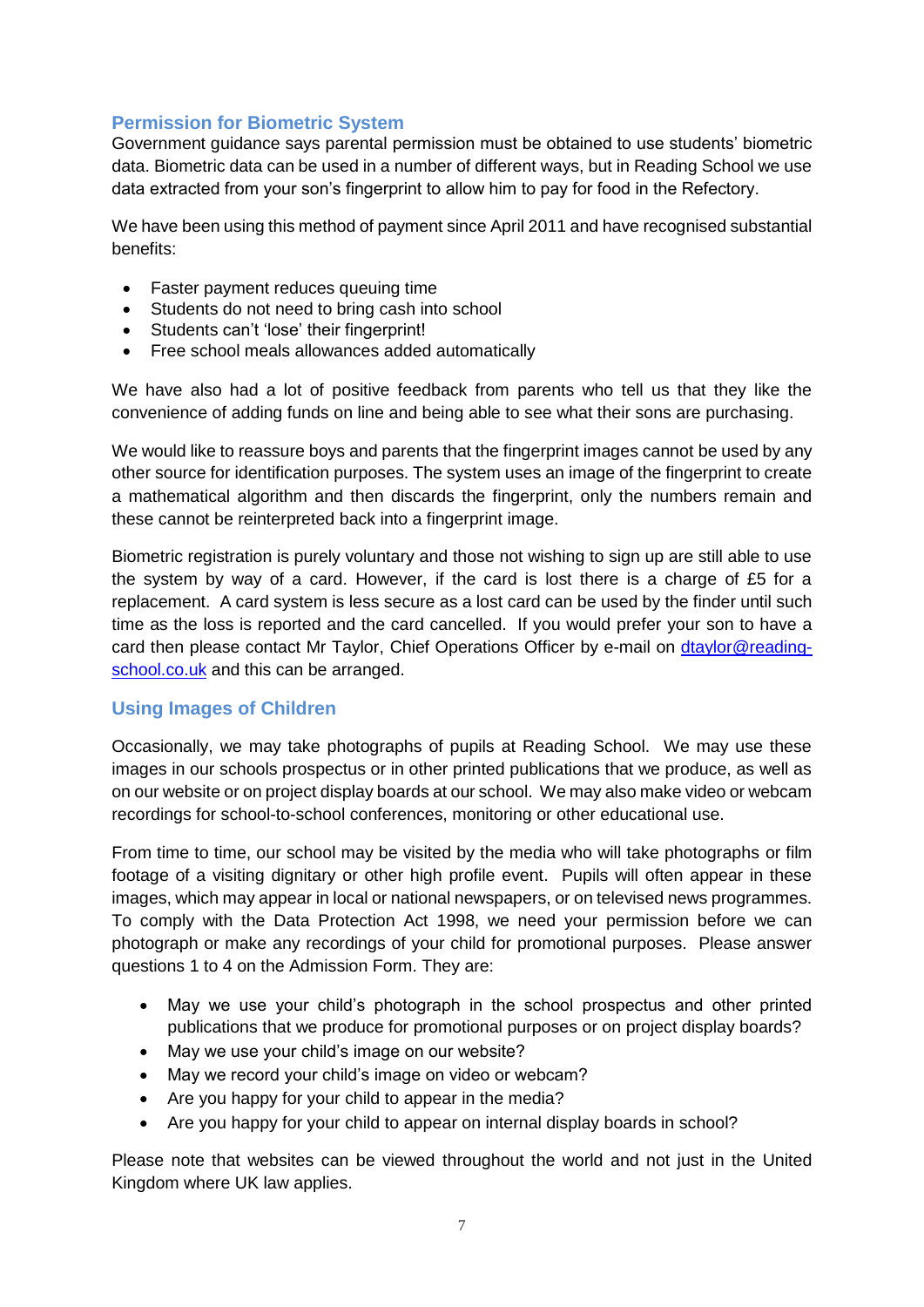## Permission for Biometric System

Government guidance says parental permission must be obtained to use students' biometric data. Biometric data can be used in a number of different ways, but in Reading School we use data extracted from your son's fingerprint to allow him to pay for food in the Refectory.

We have been using this method of payment since April 2011 and have recognised substantial benefits:

- Faster payment reduces queuing time
- Students do not need to bring cash into school
- Students can't 'lose' their fingerprint!
- Free school meals allowances added automatically

We have also had a lot of positive feedback from parents who tell us that they like the convenience of adding funds on line and being able to see what their sons are purchasing.

We would like to reassure boys and parents that the fingerprint images cannot be used by any other source for identification purposes. The system uses an image of the fingerprint to create a mathematical algorithm and then discards the fingerprint, only the numbers remain and these cannot be reinterpreted back into a fingerprint image.

Biometric registration is purely voluntary and those not wishing to sign up are still able to use the system by way of a card. However, if the card is lost there is a charge of £5 for a replacement. A card system is less secure as a lost card can be used by the finder until such time as the loss is reported and the card cancelled. If you would prefer your son to have a card then please contact Mr Taylor, Chief Operations Officer by e-mail on [dtaylor@reading-school.co.uk](mailto:dtaylor@reading-school.co.uk) and this can be arranged.

## Using Images of Children

Occasionally, we may take photographs of pupils at Reading School. We may use these images in our schools prospectus or in other printed publications that we produce, as well as on our website or on project display boards at our school. We may also make video or webcam recordings for school-to-school conferences, monitoring or other educational use.

From time to time, our school may be visited by the media who will take photographs or film footage of a visiting dignitary or other high profile event. Pupils will often appear in these images, which may appear in local or national newspapers, or on televised news programmes. To comply with the Data Protection Act 1998, we need your permission before we can photograph or make any recordings of your child for promotional purposes. Please answer questions 1 to 4 on the Admission Form. They are:

- May we use your child's photograph in the school prospectus and other printed publications that we produce for promotional purposes or on project display boards?
- May we use your child's image on our website?
- May we record your child's image on video or webcam?
- Are you happy for your child to appear in the media?
- Are you happy for your child to appear on internal display boards in school?

Please note that websites can be viewed throughout the world and not just in the United Kingdom where UK law applies.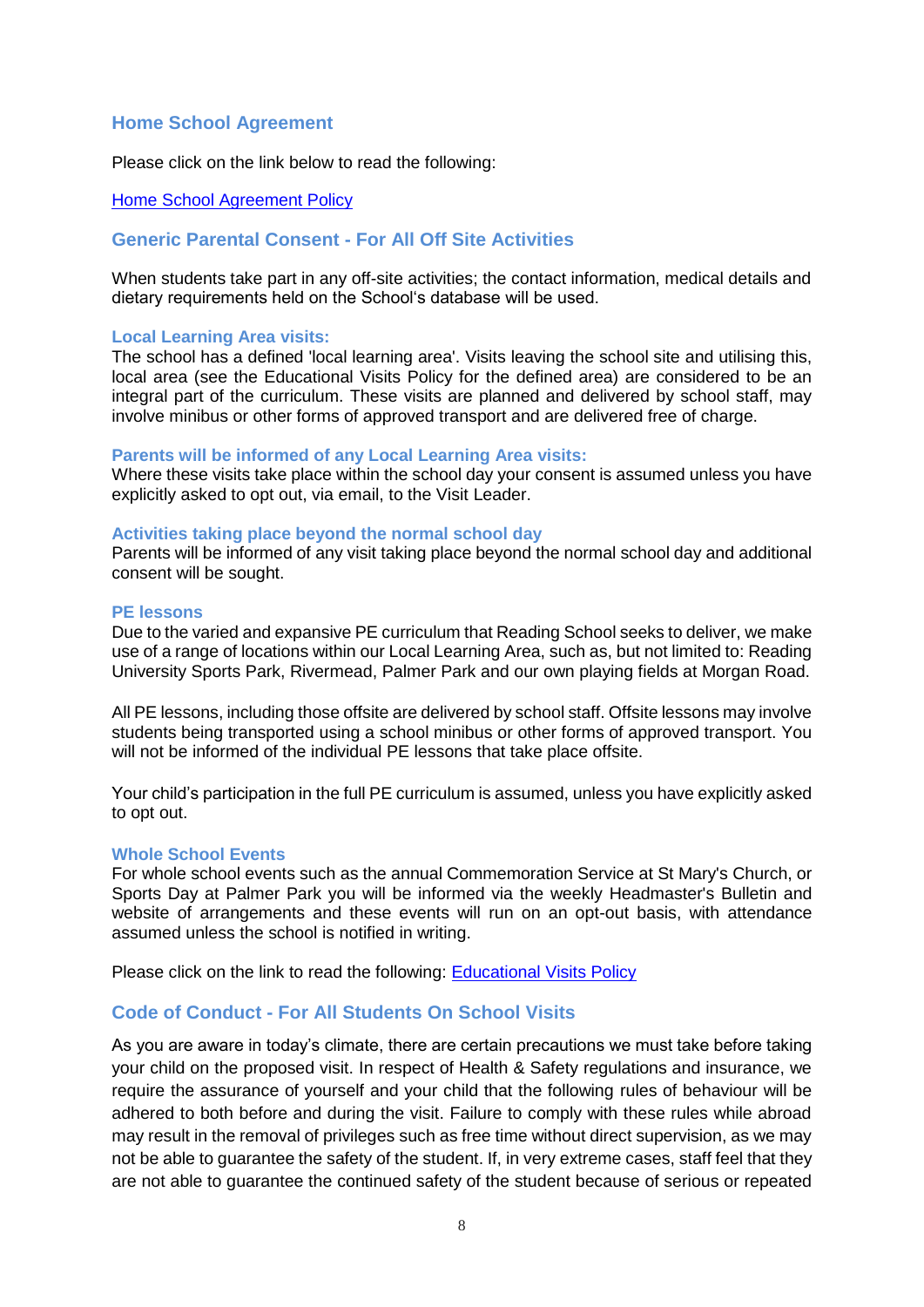## Home School Agreement

Please click on the link below to read the following:

[Home School Agreement Policy]

## Generic Parental Consent - For All Off Site Activities

When students take part in any off-site activities; the contact information, medical details and dietary requirements held on the School's database will be used.

### Local Learning Area visits:

The school has a defined 'local learning area'. Visits leaving the school site and utilising this, local area (see the Educational Visits Policy for the defined area) are considered to be an integral part of the curriculum. These visits are planned and delivered by school staff, may involve minibus or other forms of approved transport and are delivered free of charge.

### Parents will be informed of any Local Learning Area visits:

Where these visits take place within the school day your consent is assumed unless you have explicitly asked to opt out, via email, to the Visit Leader.

### Activities taking place beyond the normal school day

Parents will be informed of any visit taking place beyond the normal school day and additional consent will be sought.

### PE lessons

Due to the varied and expansive PE curriculum that Reading School seeks to deliver, we make use of a range of locations within our Local Learning Area, such as, but not limited to: Reading University Sports Park, Rivermead, Palmer Park and our own playing fields at Morgan Road.

All PE lessons, including those offsite are delivered by school staff. Offsite lessons may involve students being transported using a school minibus or other forms of approved transport. You will not be informed of the individual PE lessons that take place offsite.

Your child's participation in the full PE curriculum is assumed, unless you have explicitly asked to opt out.

### Whole School Events

For whole school events such as the annual Commemoration Service at St Mary's Church, or Sports Day at Palmer Park you will be informed via the weekly Headmaster's Bulletin and website of arrangements and these events will run on an opt-out basis, with attendance assumed unless the school is notified in writing.

Please click on the link to read the following: [Educational Visits Policy]

## Code of Conduct - For All Students On School Visits

As you are aware in today's climate, there are certain precautions we must take before taking your child on the proposed visit. In respect of Health & Safety regulations and insurance, we require the assurance of yourself and your child that the following rules of behaviour will be adhered to both before and during the visit. Failure to comply with these rules while abroad may result in the removal of privileges such as free time without direct supervision, as we may not be able to guarantee the safety of the student. If, in very extreme cases, staff feel that they are not able to guarantee the continued safety of the student because of serious or repeated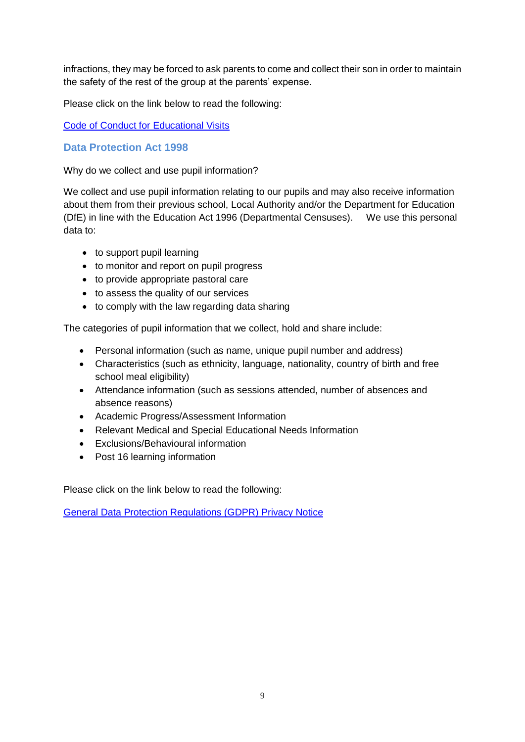infractions, they may be forced to ask parents to come and collect their son in order to maintain the safety of the rest of the group at the parents' expense.

Please click on the link below to read the following:

[Code of Conduct for Educational Visits]

## Data Protection Act 1998

Why do we collect and use pupil information?

We collect and use pupil information relating to our pupils and may also receive information about them from their previous school, Local Authority and/or the Department for Education (DfE) in line with the Education Act 1996 (Departmental Censuses). We use this personal data to:

- to support pupil learning
- to monitor and report on pupil progress
- to provide appropriate pastoral care
- to assess the quality of our services
- to comply with the law regarding data sharing

The categories of pupil information that we collect, hold and share include:

- Personal information (such as name, unique pupil number and address)
- Characteristics (such as ethnicity, language, nationality, country of birth and free school meal eligibility)
- Attendance information (such as sessions attended, number of absences and absence reasons)
- Academic Progress/Assessment Information
- Relevant Medical and Special Educational Needs Information
- Exclusions/Behavioural information
- Post 16 learning information

Please click on the link below to read the following:

[General Data Protection Regulations (GDPR) Privacy Notice]